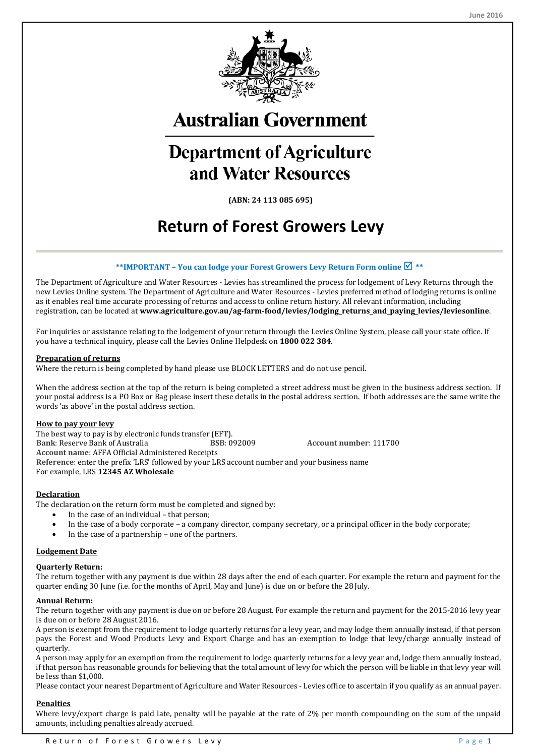# Australian Government

# Department of Agriculture and Water Resources

**(ABN: 24 113 085 695)**

# Return of Forest Growers Levy

**\*\*IMPORTANT – You can lodge your Forest Growers Levy Return Form online ☑ \*\***

The Department of Agriculture and Water Resources - Levies has streamlined the process for lodgement of Levy Returns through the new Levies Online system. The Department of Agriculture and Water Resources - Levies preferred method of lodging returns is online as it enables real time accurate processing of returns and access to online return history. All relevant information, including registration, can be located at **www.agriculture.gov.au/ag-farm-food/levies/lodging_returns_and_paying_levies/leviesonline**.

For inquiries or assistance relating to the lodgement of your return through the Levies Online System, please call your state office. If you have a technical inquiry, please call the Levies Online Helpdesk on **1800 022 384**.

## Preparation of returns

Where the return is being completed by hand please use BLOCK LETTERS and do not use pencil.

When the address section at the top of the return is being completed a street address must be given in the business address section. If your postal address is a PO Box or Bag please insert these details in the postal address section. If both addresses are the same write the words 'as above' in the postal address section.

## How to pay your levy

The best way to pay is by electronic funds transfer (EFT).
**Bank**: Reserve Bank of Australia **BSB**: 092009 **Account number**: 111700
**Account name**: AFFA Official Administered Receipts
**Reference**: enter the prefix 'LRS' followed by your LRS account number and your business name
For example, LRS **12345 AZ Wholesale**

## Declaration

The declaration on the return form must be completed and signed by:

- In the case of an individual – that person;
- In the case of a body corporate – a company director, company secretary, or a principal officer in the body corporate;
- In the case of a partnership – one of the partners.

## Lodgement Date

**Quarterly Return:**
The return together with any payment is due within 28 days after the end of each quarter. For example the return and payment for the quarter ending 30 June (i.e. for the months of April, May and June) is due on or before the 28 July.

**Annual Return:**
The return together with any payment is due on or before 28 August. For example the return and payment for the 2015-2016 levy year is due on or before 28 August 2016.

A person is exempt from the requirement to lodge quarterly returns for a levy year, and may lodge them annually instead, if that person pays the Forest and Wood Products Levy and Export Charge and has an exemption to lodge that levy/charge annually instead of quarterly.

A person may apply for an exemption from the requirement to lodge quarterly returns for a levy year and, lodge them annually instead, if that person has reasonable grounds for believing that the total amount of levy for which the person will be liable in that levy year will be less than $1,000.

Please contact your nearest Department of Agriculture and Water Resources - Levies office to ascertain if you qualify as an annual payer.

## Penalties

Where levy/export charge is paid late, penalty will be payable at the rate of 2% per month compounding on the sum of the unpaid amounts, including penalties already accrued.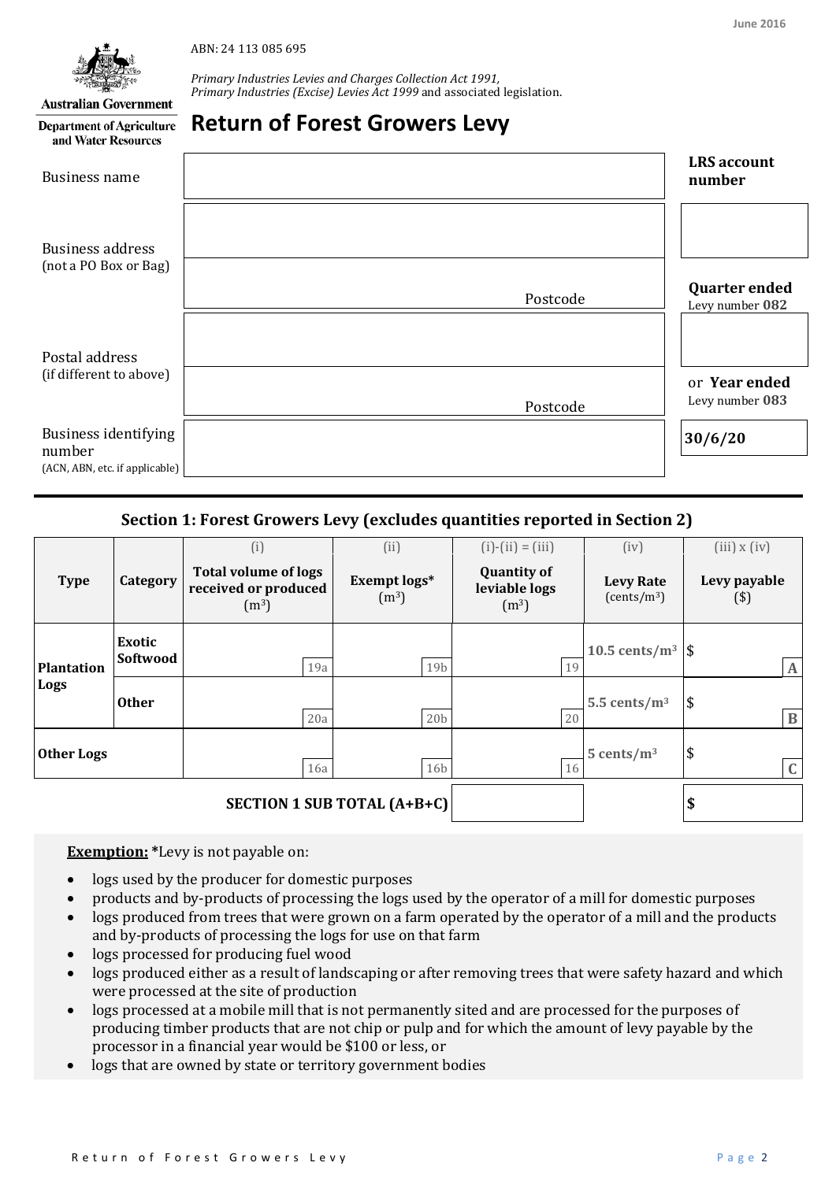June 2016

ABN: 24 113 085 695

*Primary Industries Levies and Charges Collection Act 1991*,
*Primary Industries (Excise) Levies Act 1999* and associated legislation.

Australian Government
Department of Agriculture and Water Resources

# Return of Forest Growers Levy

| | | |
|---|---|---|
| Business name | | **LRS account number** |
| Business address (not a PO Box or Bag) | | |
| | Postcode | **Quarter ended** Levy number **082** |
| Postal address (if different to above) | | |
| | Postcode | or **Year ended** Levy number **083** |
| Business identifying number (ACN, ABN, etc. if applicable) | | **30/6/20** |

## Section 1: Forest Growers Levy (excludes quantities reported in Section 2)

| Type | Category | (i) Total volume of logs received or produced ($m^3$) | (ii) Exempt logs* ($m^3$) | (i)-(ii) = (iii) Quantity of leviable logs ($m^3$) | (iv) Levy Rate (cents/$m^3$) | (iii) x (iv) Levy payable ($) |
|---|---|---|---|---|---|---|
| Plantation Logs | Exotic Softwood | 19a | 19b | 19 | 10.5 cents/$m^3$ | $ A |
| | Other | 20a | 20b | 20 | 5.5 cents/$m^3$ | $ B |
| Other Logs | | 16a | 16b | 16 | 5 cents/$m^3$ | $ C |
| | | | **SECTION 1 SUB TOTAL (A+B+C)** | | | $ |

**Exemption:** *Levy is not payable on:

- logs used by the producer for domestic purposes
- products and by-products of processing the logs used by the operator of a mill for domestic purposes
- logs produced from trees that were grown on a farm operated by the operator of a mill and the products and by-products of processing the logs for use on that farm
- logs processed for producing fuel wood
- logs produced either as a result of landscaping or after removing trees that were safety hazard and which were processed at the site of production
- logs processed at a mobile mill that is not permanently sited and are processed for the purposes of producing timber products that are not chip or pulp and for which the amount of levy payable by the processor in a financial year would be $100 or less, or
- logs that are owned by state or territory government bodies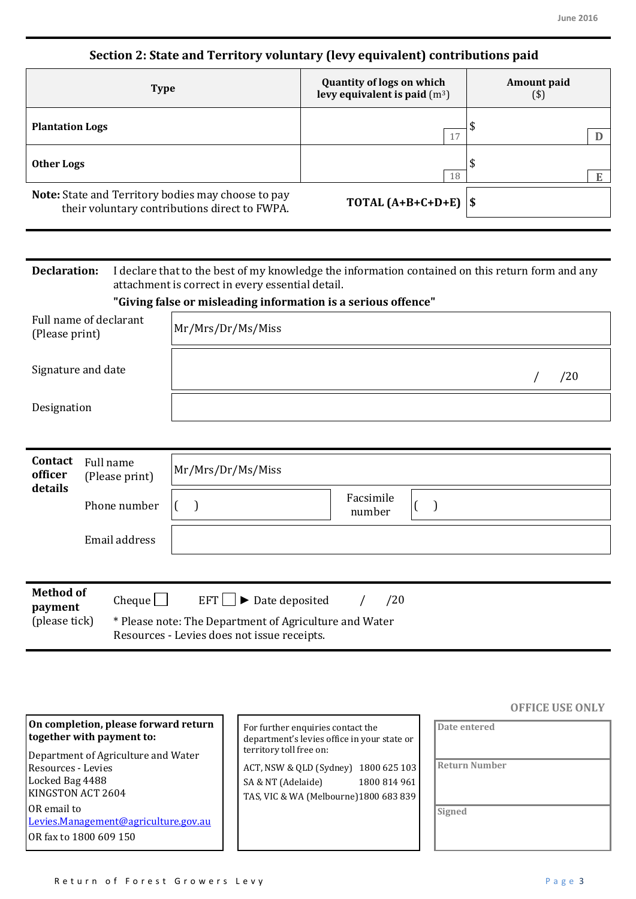June 2016

## Section 2: State and Territory voluntary (levy equivalent) contributions paid

| Type | Quantity of logs on which levy equivalent is paid ($m^3$) | Amount paid ($) |
|---|---|---|
| **Plantation Logs** | 17 | $ D |
| **Other Logs** | 18 | $ E |
| **Note:** State and Territory bodies may choose to pay their voluntary contributions direct to FWPA. | **TOTAL (A+B+C+D+E)** | **$** |

**Declaration:** I declare that to the best of my knowledge the information contained on this return form and any attachment is correct in every essential detail.

**"Giving false or misleading information is a serious offence"**

| | |
|---|---|
| Full name of declarant (Please print) | Mr/Mrs/Dr/Ms/Miss |
| Signature and date | / /20 |
| Designation | |

**Contact officer details**

| | | | |
|---|---|---|---|
| Full name (Please print) | Mr/Mrs/Dr/Ms/Miss | | |
| Phone number | ( ) | Facsimile number | ( ) |
| Email address | | | |

**Method of payment** (please tick)

Cheque ☐ EFT ☐ ► Date deposited / /20

\* Please note: The Department of Agriculture and Water Resources - Levies does not issue receipts.

**On completion, please forward return together with payment to:**

Department of Agriculture and Water Resources - Levies
Locked Bag 4488
KINGSTON ACT 2604
OR email to
Levies.Management@agriculture.gov.au
OR fax to 1800 609 150

For further enquiries contact the department's levies office in your state or territory toll free on:

| | |
|---|---|
| ACT, NSW & QLD (Sydney) | 1800 625 103 |
| SA & NT (Adelaide) | 1800 814 961 |
| TAS, VIC & WA (Melbourne) | 1800 683 839 |

**OFFICE USE ONLY**

| |
|---|
| Date entered |
| Return Number |
| Signed |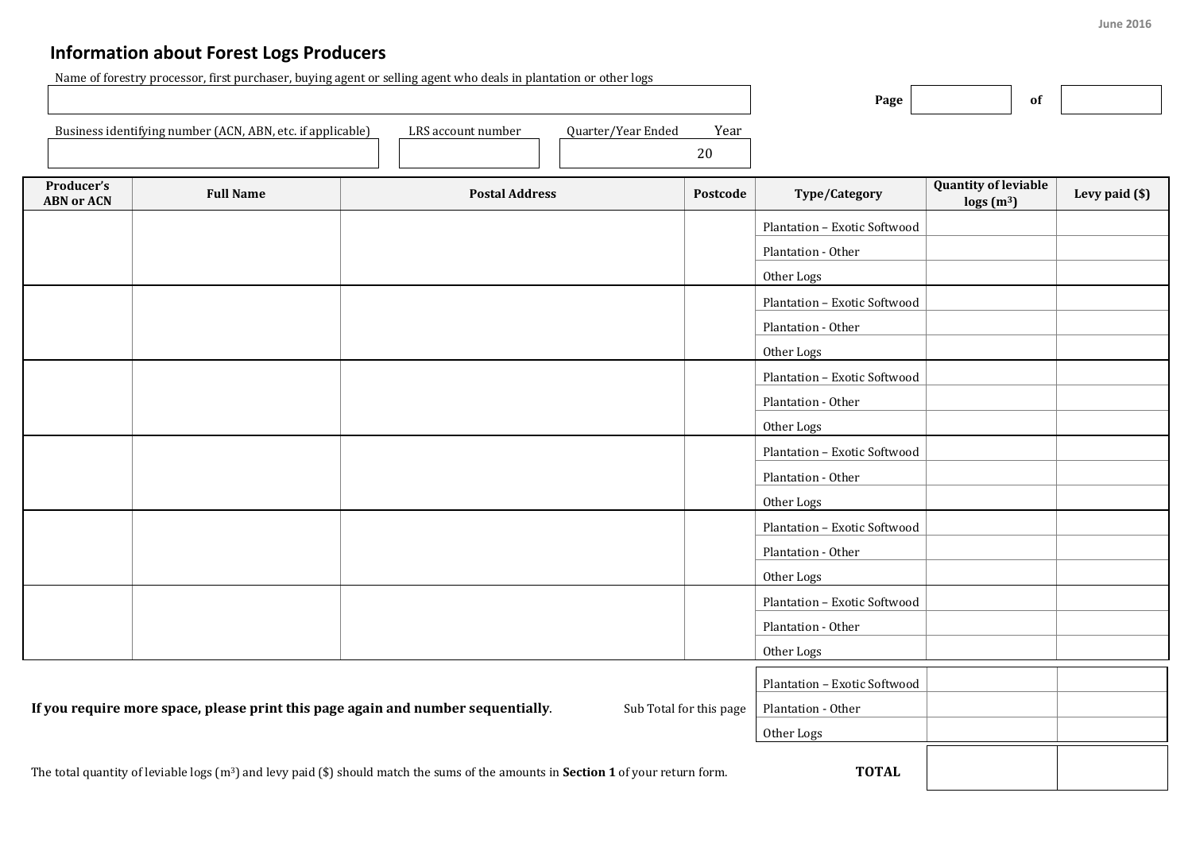June 2016

## Information about Forest Logs Producers

Name of forestry processor, first purchaser, buying agent or selling agent who deals in plantation or other logs

| |
|---|
| |

Page ______ of ______

| Business identifying number (ACN, ABN, etc. if applicable) | LRS account number | Quarter/Year Ended Year |
|---|---|---|
| | | 20 |

| Producer's ABN or ACN | Full Name | Postal Address | Postcode | Type/Category | Quantity of leviable logs ($m^3$) | Levy paid ($) |
|---|---|---|---|---|---|---|
| | | | | Plantation – Exotic Softwood | | |
| | | | | Plantation - Other | | |
| | | | | Other Logs | | |
| | | | | Plantation – Exotic Softwood | | |
| | | | | Plantation - Other | | |
| | | | | Other Logs | | |
| | | | | Plantation – Exotic Softwood | | |
| | | | | Plantation - Other | | |
| | | | | Other Logs | | |
| | | | | Plantation – Exotic Softwood | | |
| | | | | Plantation - Other | | |
| | | | | Other Logs | | |
| | | | | Plantation – Exotic Softwood | | |
| | | | | Plantation - Other | | |
| | | | | Other Logs | | |
| | | | | Plantation – Exotic Softwood | | |
| | | | | Plantation - Other | | |
| | | | | Other Logs | | |

**If you require more space, please print this page again and number sequentially**.

| Sub Total for this page | Type/Category | Quantity of leviable logs ($m^3$) | Levy paid ($) |
|---|---|---|---|
| | Plantation – Exotic Softwood | | |
| | Plantation - Other | | |
| | Other Logs | | |
| | **TOTAL** | | |

The total quantity of leviable logs ($m^3$) and levy paid ($) should match the sums of the amounts in **Section 1** of your return form.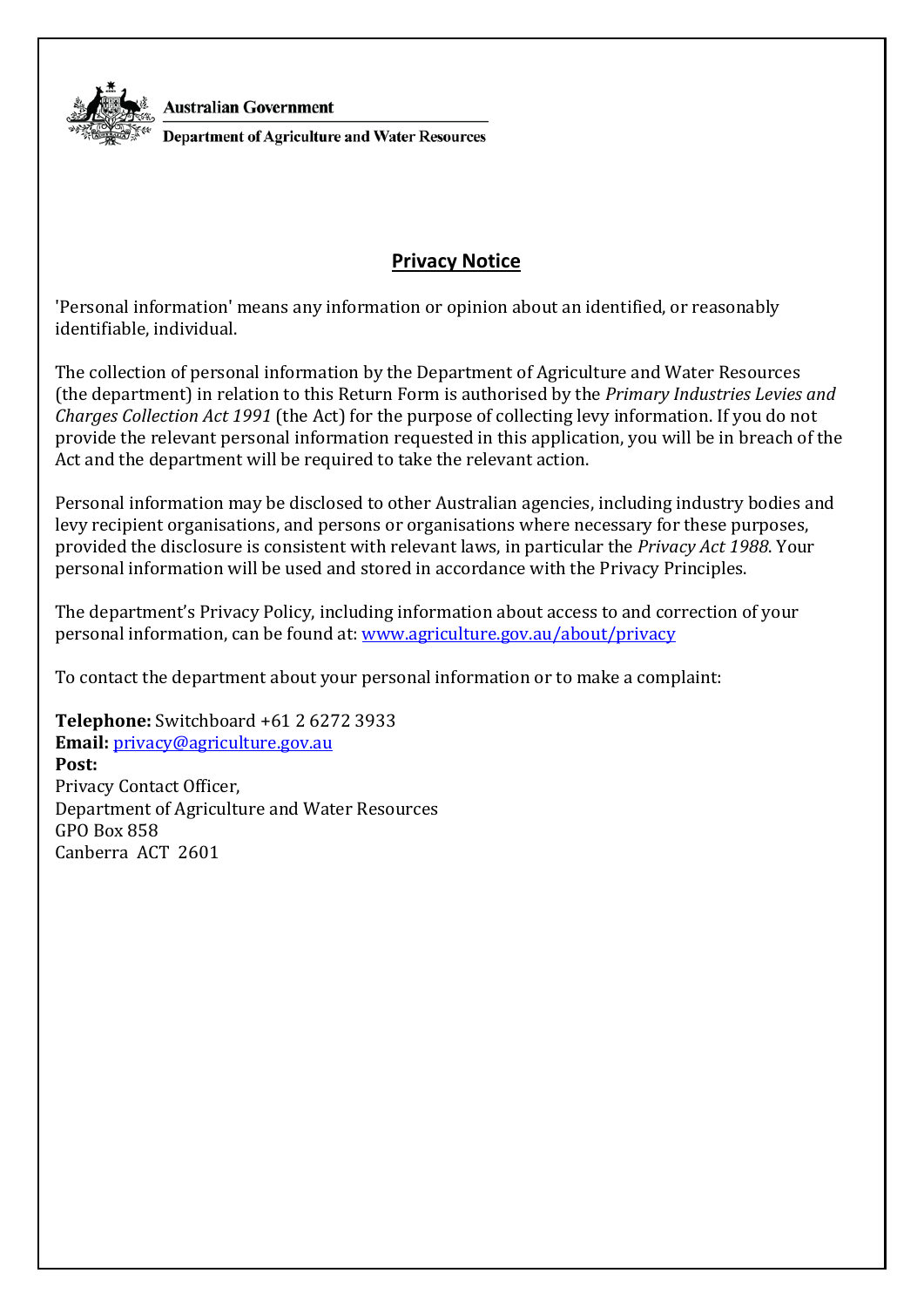Australian Government

Department of Agriculture and Water Resources

## Privacy Notice

'Personal information' means any information or opinion about an identified, or reasonably identifiable, individual.

The collection of personal information by the Department of Agriculture and Water Resources (the department) in relation to this Return Form is authorised by the *Primary Industries Levies and Charges Collection Act 1991* (the Act) for the purpose of collecting levy information. If you do not provide the relevant personal information requested in this application, you will be in breach of the Act and the department will be required to take the relevant action.

Personal information may be disclosed to other Australian agencies, including industry bodies and levy recipient organisations, and persons or organisations where necessary for these purposes, provided the disclosure is consistent with relevant laws, in particular the *Privacy Act 1988*. Your personal information will be used and stored in accordance with the Privacy Principles.

The department's Privacy Policy, including information about access to and correction of your personal information, can be found at: www.agriculture.gov.au/about/privacy

To contact the department about your personal information or to make a complaint:

**Telephone:** Switchboard +61 2 6272 3933
**Email:** privacy@agriculture.gov.au
**Post:**
Privacy Contact Officer,
Department of Agriculture and Water Resources
GPO Box 858
Canberra ACT 2601